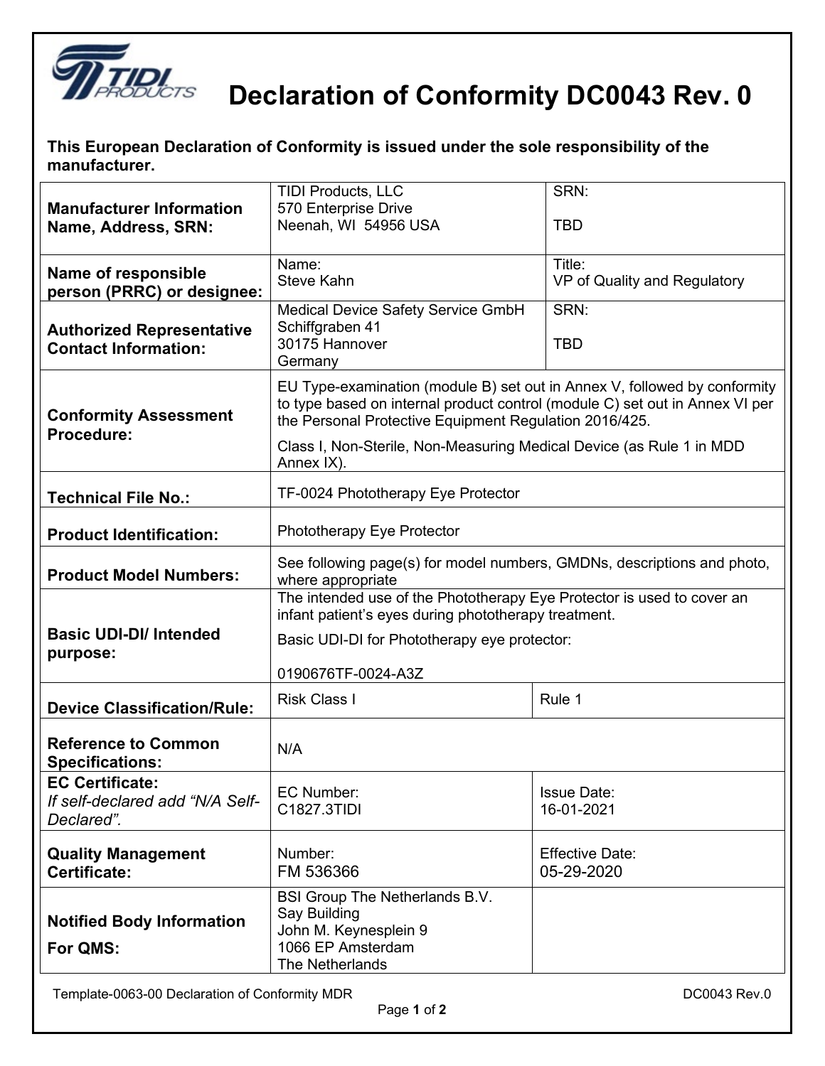# Declaration of Conformity DC0043 Rev. 0

**This European Declaration of Conformity is issued under the sole responsibility of the manufacturer.**

| | | |
|---|---|---|
| **Manufacturer Information Name, Address, SRN:** | TIDI Products, LLC<br>570 Enterprise Drive<br>Neenah, WI 54956 USA | SRN:<br><br>TBD |
| **Name of responsible person (PRRC) or designee:** | Name:<br>Steve Kahn | Title:<br>VP of Quality and Regulatory |
| **Authorized Representative Contact Information:** | Medical Device Safety Service GmbH<br>Schiffgraben 41<br>30175 Hannover<br>Germany | SRN:<br><br>TBD |
| **Conformity Assessment Procedure:** | EU Type-examination (module B) set out in Annex V, followed by conformity to type based on internal product control (module C) set out in Annex VI per the Personal Protective Equipment Regulation 2016/425.<br>Class I, Non-Sterile, Non-Measuring Medical Device (as Rule 1 in MDD Annex IX). | |
| **Technical File No.:** | TF-0024 Phototherapy Eye Protector | |
| **Product Identification:** | Phototherapy Eye Protector | |
| **Product Model Numbers:** | See following page(s) for model numbers, GMDNs, descriptions and photo, where appropriate | |
| **Basic UDI-DI/ Intended purpose:** | The intended use of the Phototherapy Eye Protector is used to cover an infant patient's eyes during phototherapy treatment.<br>Basic UDI-DI for Phototherapy eye protector:<br><br>0190676TF-0024-A3Z | |
| **Device Classification/Rule:** | Risk Class I | Rule 1 |
| **Reference to Common Specifications:** | N/A | |
| **EC Certificate:**<br>*If self-declared add "N/A Self-Declared".* | EC Number:<br>C1827.3TIDI | Issue Date:<br>16-01-2021 |
| **Quality Management Certificate:** | Number:<br>FM 536366 | Effective Date:<br>05-29-2020 |
| **Notified Body Information For QMS:** | BSI Group The Netherlands B.V.<br>Say Building<br>John M. Keynesplein 9<br>1066 EP Amsterdam<br>The Netherlands | |

Template-0063-00 Declaration of Conformity MDR DC0043 Rev.0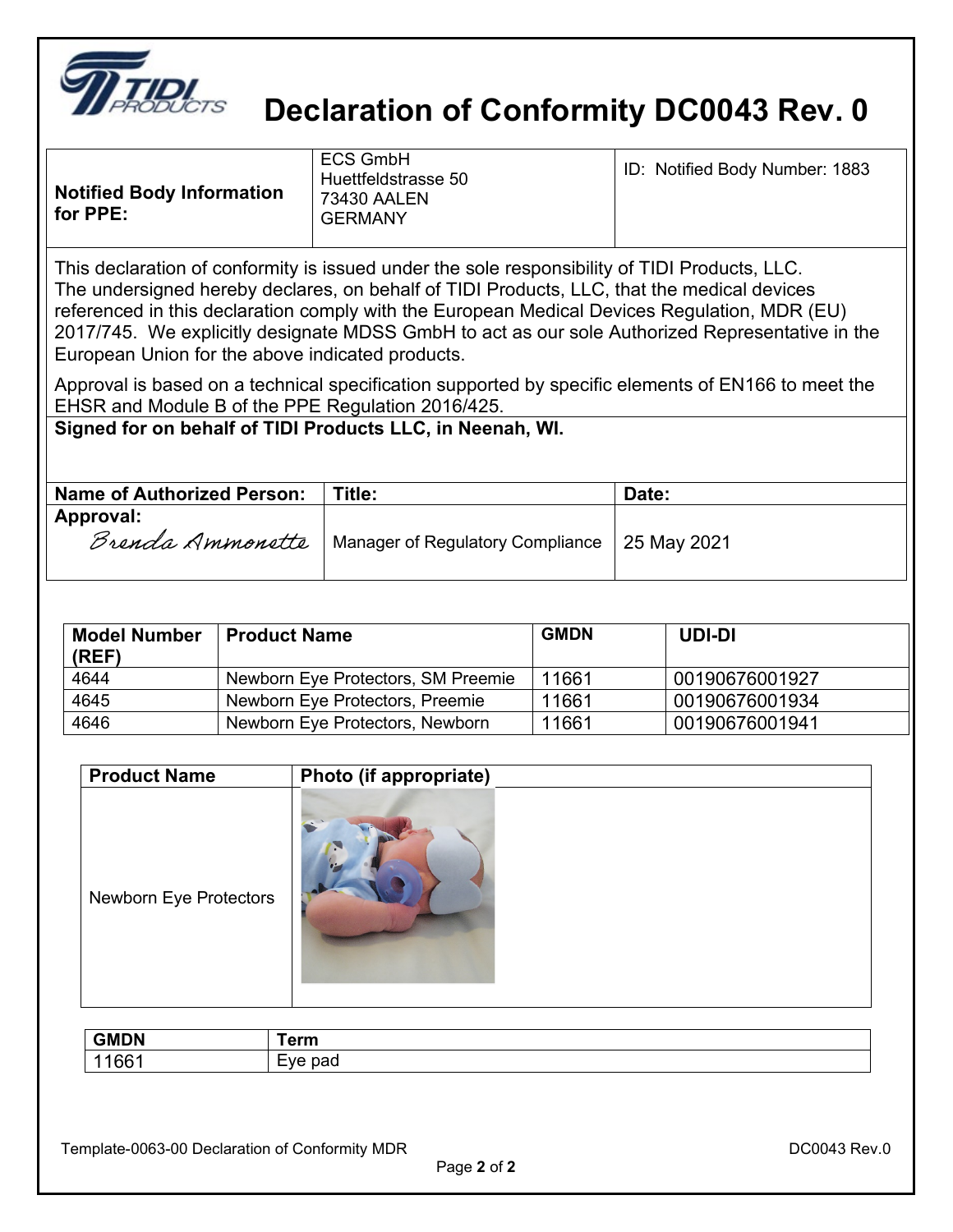# Declaration of Conformity DC0043 Rev. 0

| | | |
|---|---|---|
| **Notified Body Information for PPE:** | ECS GmbH<br>Huettfeldstrasse 50<br>73430 AALEN<br>GERMANY | ID: Notified Body Number: 1883 |

This declaration of conformity is issued under the sole responsibility of TIDI Products, LLC. The undersigned hereby declares, on behalf of TIDI Products, LLC, that the medical devices referenced in this declaration comply with the European Medical Devices Regulation, MDR (EU) 2017/745. We explicitly designate MDSS GmbH to act as our sole Authorized Representative in the European Union for the above indicated products.

Approval is based on a technical specification supported by specific elements of EN166 to meet the EHSR and Module B of the PPE Regulation 2016/425.

**Signed for on behalf of TIDI Products LLC, in Neenah, WI.**

| Name of Authorized Person: | Title: | Date: |
|---|---|---|
| **Approval:**<br>*Brenda Ammonette* | Manager of Regulatory Compliance | 25 May 2021 |

| Model Number (REF) | Product Name | GMDN | UDI-DI |
|---|---|---|---|
| 4644 | Newborn Eye Protectors, SM Preemie | 11661 | 00190676001927 |
| 4645 | Newborn Eye Protectors, Preemie | 11661 | 00190676001934 |
| 4646 | Newborn Eye Protectors, Newborn | 11661 | 00190676001941 |

| Product Name | Photo (if appropriate) |
|---|---|
| Newborn Eye Protectors | |

| GMDN | Term |
|---|---|
| 11661 | Eye pad |

Template-0063-00 Declaration of Conformity MDR

DC0043 Rev.0